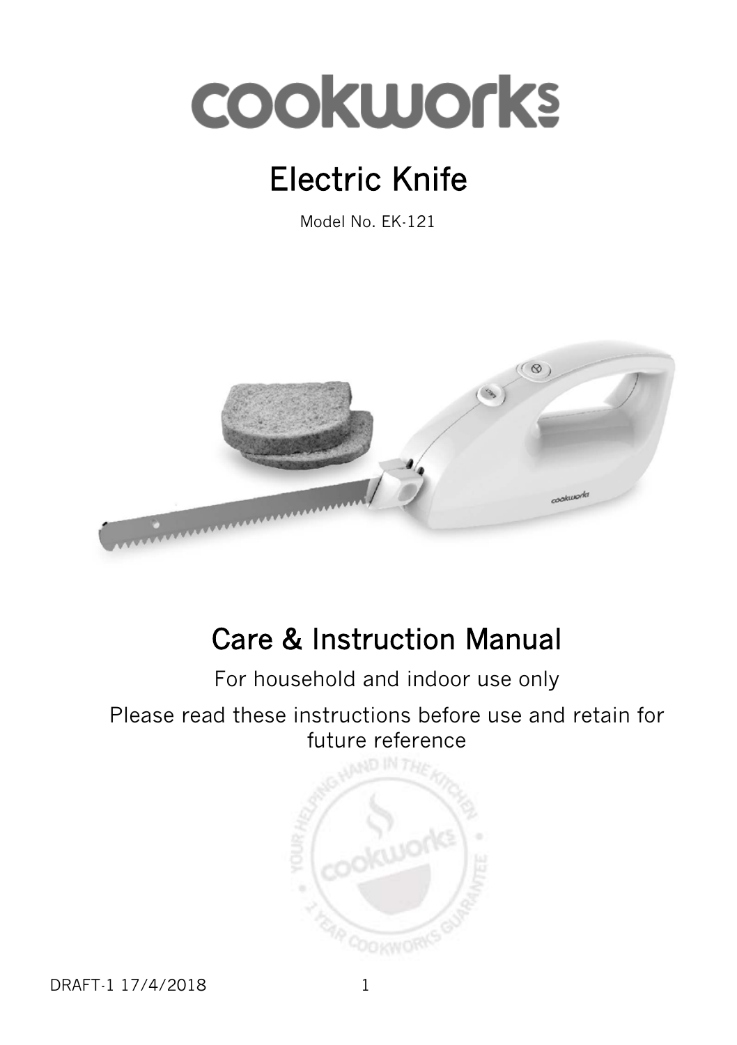# cookworks

## Electric Knife

Model No. EK-121

## Care & Instruction Manual

For household and indoor use only

Please read these instructions before use and retain for future reference

DRAFT-1 17/4/2018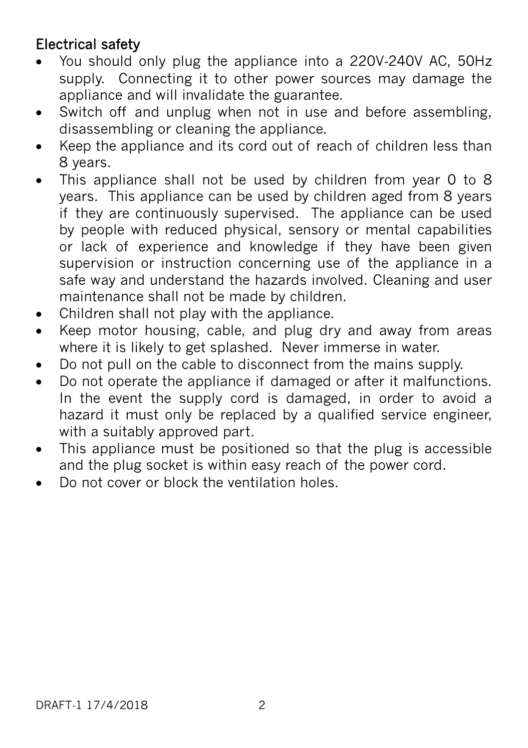## Electrical safety

- You should only plug the appliance into a 220V-240V AC, 50Hz supply. Connecting it to other power sources may damage the appliance and will invalidate the guarantee.
- Switch off and unplug when not in use and before assembling, disassembling or cleaning the appliance.
- Keep the appliance and its cord out of reach of children less than 8 years.
- This appliance shall not be used by children from year 0 to 8 years. This appliance can be used by children aged from 8 years if they are continuously supervised. The appliance can be used by people with reduced physical, sensory or mental capabilities or lack of experience and knowledge if they have been given supervision or instruction concerning use of the appliance in a safe way and understand the hazards involved. Cleaning and user maintenance shall not be made by children.
- Children shall not play with the appliance.
- Keep motor housing, cable, and plug dry and away from areas where it is likely to get splashed. Never immerse in water.
- Do not pull on the cable to disconnect from the mains supply.
- Do not operate the appliance if damaged or after it malfunctions. In the event the supply cord is damaged, in order to avoid a hazard it must only be replaced by a qualified service engineer, with a suitably approved part.
- This appliance must be positioned so that the plug is accessible and the plug socket is within easy reach of the power cord.
- Do not cover or block the ventilation holes.

DRAFT-1 17/4/2018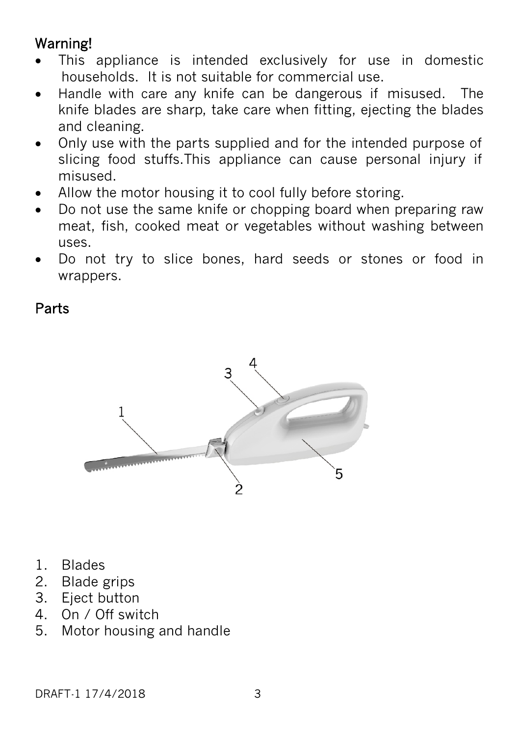## Warning!

- This appliance is intended exclusively for use in domestic households. It is not suitable for commercial use.
- Handle with care any knife can be dangerous if misused. The knife blades are sharp, take care when fitting, ejecting the blades and cleaning.
- Only use with the parts supplied and for the intended purpose of slicing food stuffs.This appliance can cause personal injury if misused.
- Allow the motor housing it to cool fully before storing.
- Do not use the same knife or chopping board when preparing raw meat, fish, cooked meat or vegetables without washing between uses.
- Do not try to slice bones, hard seeds or stones or food in wrappers.

## Parts

1. Blades
2. Blade grips
3. Eject button
4. On / Off switch
5. Motor housing and handle

DRAFT-1 17/4/2018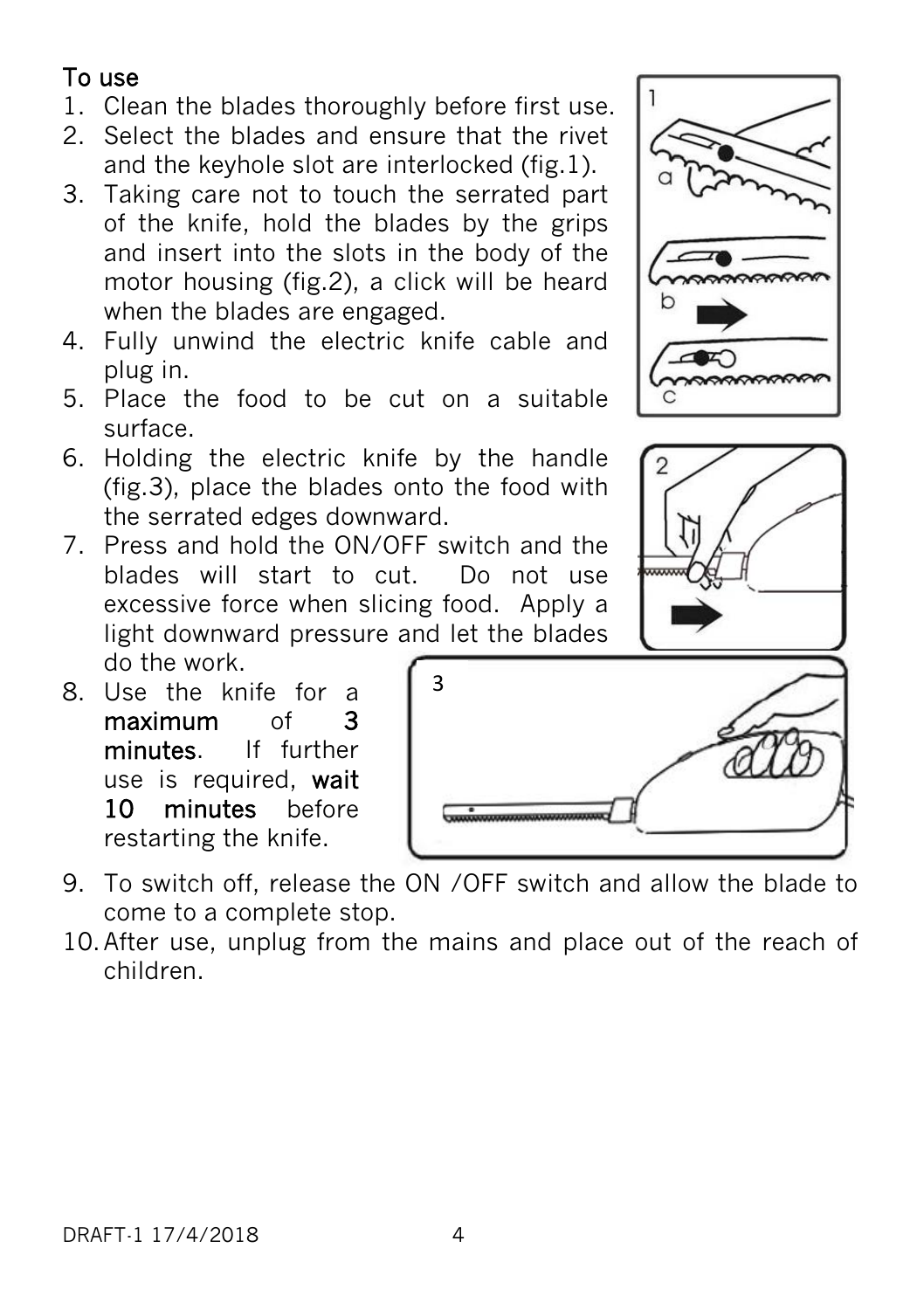## To use

1. Clean the blades thoroughly before first use.
2. Select the blades and ensure that the rivet and the keyhole slot are interlocked (fig.1).
3. Taking care not to touch the serrated part of the knife, hold the blades by the grips and insert into the slots in the body of the motor housing (fig.2), a click will be heard when the blades are engaged.
4. Fully unwind the electric knife cable and plug in.
5. Place the food to be cut on a suitable surface.
6. Holding the electric knife by the handle (fig.3), place the blades onto the food with the serrated edges downward.
7. Press and hold the ON/OFF switch and the blades will start to cut. Do not use excessive force when slicing food. Apply a light downward pressure and let the blades do the work.
8. Use the knife for a **maximum of 3 minutes**. If further use is required, **wait 10 minutes** before restarting the knife.
9. To switch off, release the ON /OFF switch and allow the blade to come to a complete stop.
10. After use, unplug from the mains and place out of the reach of children.

DRAFT-1 17/4/2018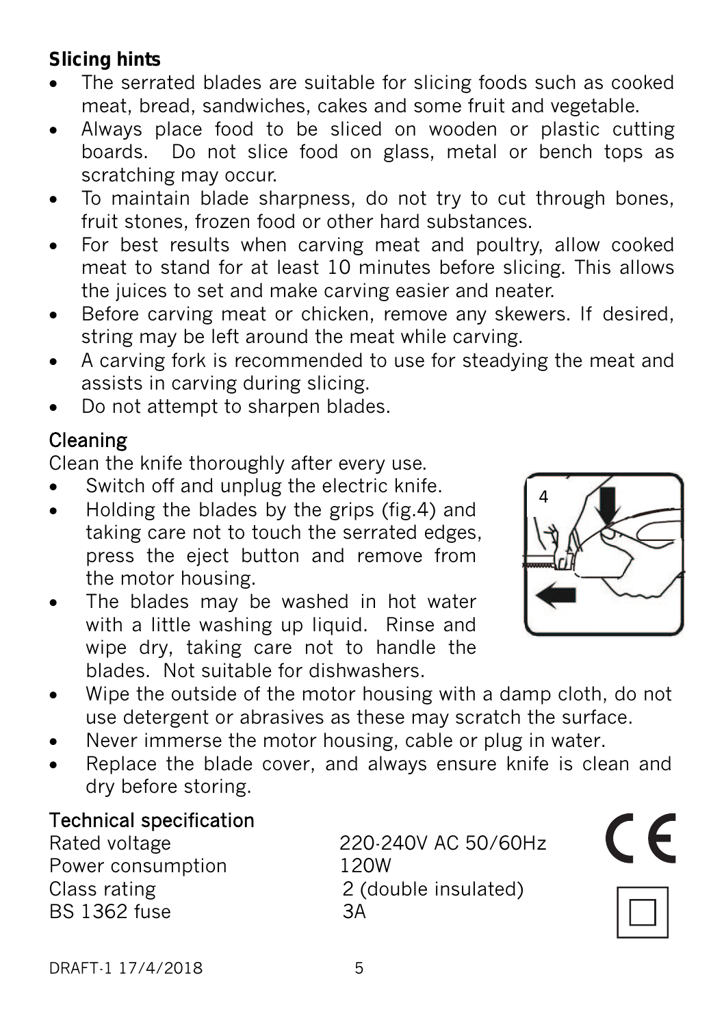**Slicing hints**

- The serrated blades are suitable for slicing foods such as cooked meat, bread, sandwiches, cakes and some fruit and vegetable.
- Always place food to be sliced on wooden or plastic cutting boards. Do not slice food on glass, metal or bench tops as scratching may occur.
- To maintain blade sharpness, do not try to cut through bones, fruit stones, frozen food or other hard substances.
- For best results when carving meat and poultry, allow cooked meat to stand for at least 10 minutes before slicing. This allows the juices to set and make carving easier and neater.
- Before carving meat or chicken, remove any skewers. If desired, string may be left around the meat while carving.
- A carving fork is recommended to use for steadying the meat and assists in carving during slicing.
- Do not attempt to sharpen blades.

## Cleaning

Clean the knife thoroughly after every use.

- Switch off and unplug the electric knife.
- Holding the blades by the grips (fig.4) and taking care not to touch the serrated edges, press the eject button and remove from the motor housing.
- The blades may be washed in hot water with a little washing up liquid. Rinse and wipe dry, taking care not to handle the blades. Not suitable for dishwashers.
- Wipe the outside of the motor housing with a damp cloth, do not use detergent or abrasives as these may scratch the surface.
- Never immerse the motor housing, cable or plug in water.
- Replace the blade cover, and always ensure knife is clean and dry before storing.

## Technical specification

| | |
|---|---|
| Rated voltage | 220-240V AC 50/60Hz |
| Power consumption | 120W |
| Class rating | 2 (double insulated) |
| BS 1362 fuse | 3A |

DRAFT-1 17/4/2018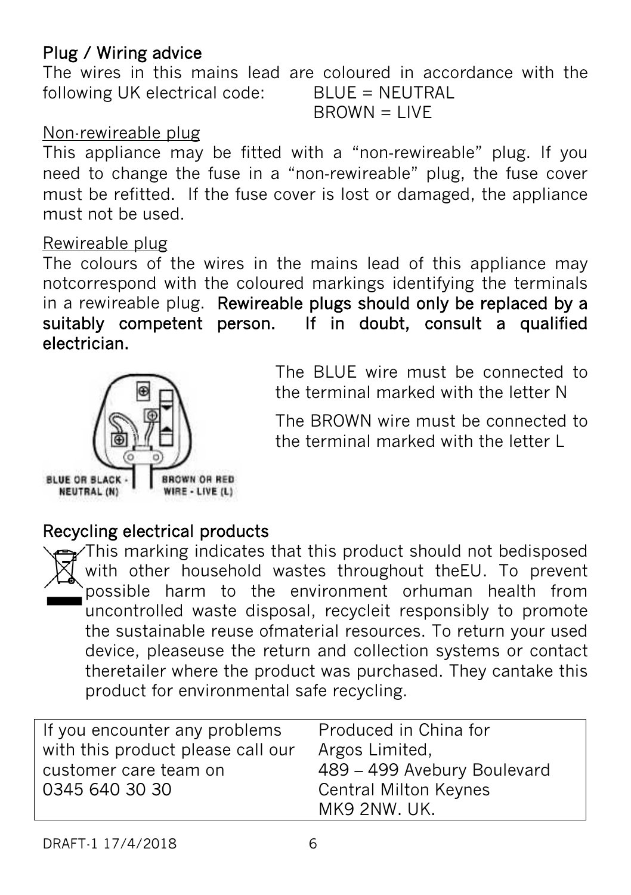## Plug / Wiring advice

The wires in this mains lead are coloured in accordance with the following UK electrical code: BLUE = NEUTRAL  
BROWN = LIVE

Non-rewireable plug

This appliance may be fitted with a "non-rewireable" plug. If you need to change the fuse in a "non-rewireable" plug, the fuse cover must be refitted. If the fuse cover is lost or damaged, the appliance must not be used.

Rewireable plug

The colours of the wires in the mains lead of this appliance may notcorrespond with the coloured markings identifying the terminals in a rewireable plug. **Rewireable plugs should only be replaced by a suitably competent person. If in doubt, consult a qualified electrician.**

BLUE OR BLACK - NEUTRAL (N)

BROWN OR RED WIRE - LIVE (L)

The BLUE wire must be connected to the terminal marked with the letter N

The BROWN wire must be connected to the terminal marked with the letter L

## Recycling electrical products

This marking indicates that this product should not bedisposed with other household wastes throughout theEU. To prevent possible harm to the environment orhuman health from uncontrolled waste disposal, recycleit responsibly to promote the sustainable reuse ofmaterial resources. To return your used device, pleaseuse the return and collection systems or contact theretailer where the product was purchased. They cantake this product for environmental safe recycling.

| If you encounter any problems with this product please call our customer care team on 0345 640 30 30 | Produced in China for Argos Limited, 489 – 499 Avebury Boulevard Central Milton Keynes MK9 2NW. UK. |
|---|---|

DRAFT-1 17/4/2018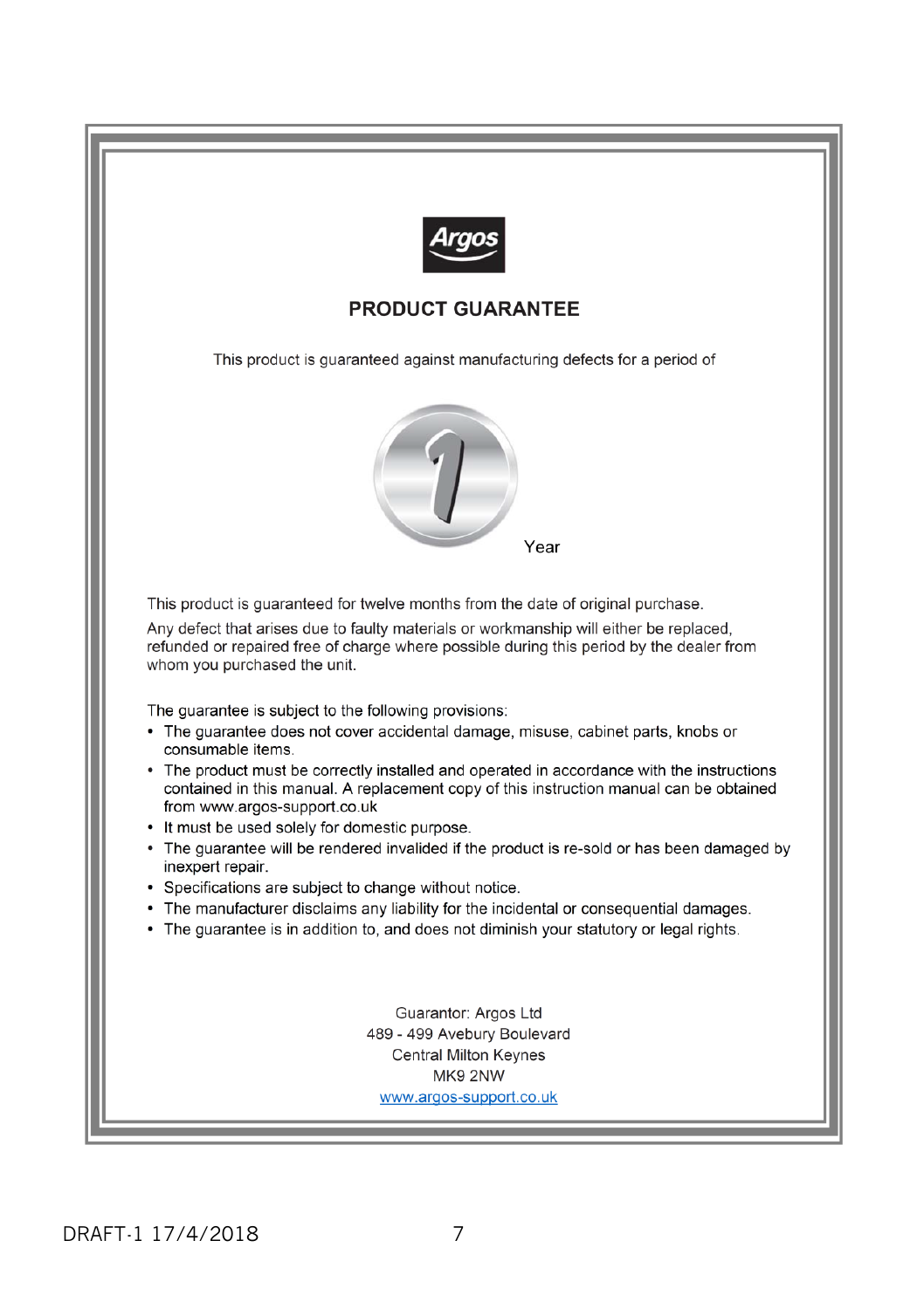Argos

## PRODUCT GUARANTEE

This product is guaranteed against manufacturing defects for a period of

1 Year

This product is guaranteed for twelve months from the date of original purchase.

Any defect that arises due to faulty materials or workmanship will either be replaced, refunded or repaired free of charge where possible during this period by the dealer from whom you purchased the unit.

The guarantee is subject to the following provisions:

- The guarantee does not cover accidental damage, misuse, cabinet parts, knobs or consumable items.
- The product must be correctly installed and operated in accordance with the instructions contained in this manual. A replacement copy of this instruction manual can be obtained from www.argos-support.co.uk
- It must be used solely for domestic purpose.
- The guarantee will be rendered invalided if the product is re-sold or has been damaged by inexpert repair.
- Specifications are subject to change without notice.
- The manufacturer disclaims any liability for the incidental or consequential damages.
- The guarantee is in addition to, and does not diminish your statutory or legal rights.

Guarantor: Argos Ltd
489 - 499 Avebury Boulevard
Central Milton Keynes
MK9 2NW
www.argos-support.co.uk

DRAFT-1 17/4/2018